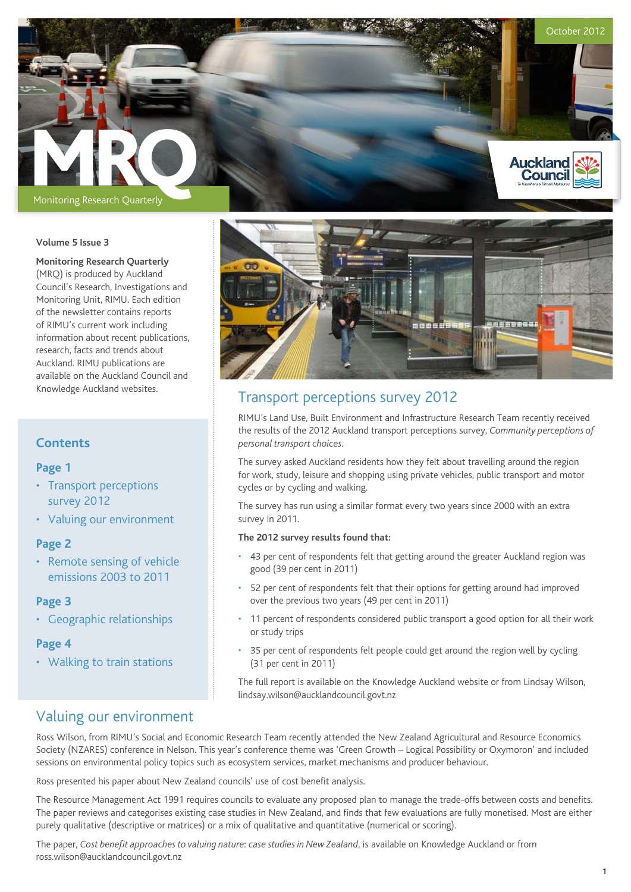October 2012

# MRQ

Monitoring Research Quarterly

**Volume 5 Issue 3**

**Monitoring Research Quarterly** (MRQ) is produced by Auckland Council's Research, Investigations and Monitoring Unit, RIMU. Each edition of the newsletter contains reports of RIMU's current work including information about recent publications, research, facts and trends about Auckland. RIMU publications are available on the Auckland Council and Knowledge Auckland websites.

## Contents

**Page 1**

- Transport perceptions survey 2012
- Valuing our environment

**Page 2**

- Remote sensing of vehicle emissions 2003 to 2011

**Page 3**

- Geographic relationships

**Page 4**

- Walking to train stations

## Transport perceptions survey 2012

RIMU's Land Use, Built Environment and Infrastructure Research Team recently received the results of the 2012 Auckland transport perceptions survey, *Community perceptions of personal transport choices*.

The survey asked Auckland residents how they felt about travelling around the region for work, study, leisure and shopping using private vehicles, public transport and motor cycles or by cycling and walking.

The survey has run using a similar format every two years since 2000 with an extra survey in 2011.

**The 2012 survey results found that:**

- 43 per cent of respondents felt that getting around the greater Auckland region was good (39 per cent in 2011)
- 52 per cent of respondents felt that their options for getting around had improved over the previous two years (49 per cent in 2011)
- 11 percent of respondents considered public transport a good option for all their work or study trips
- 35 per cent of respondents felt people could get around the region well by cycling (31 per cent in 2011)

The full report is available on the Knowledge Auckland website or from Lindsay Wilson, lindsay.wilson@aucklandcouncil.govt.nz

## Valuing our environment

Ross Wilson, from RIMU's Social and Economic Research Team recently attended the New Zealand Agricultural and Resource Economics Society (NZARES) conference in Nelson. This year's conference theme was 'Green Growth – Logical Possibility or Oxymoron' and included sessions on environmental policy topics such as ecosystem services, market mechanisms and producer behaviour.

Ross presented his paper about New Zealand councils' use of cost benefit analysis.

The Resource Management Act 1991 requires councils to evaluate any proposed plan to manage the trade-offs between costs and benefits. The paper reviews and categorises existing case studies in New Zealand, and finds that few evaluations are fully monetised. Most are either purely qualitative (descriptive or matrices) or a mix of qualitative and quantitative (numerical or scoring).

The paper, *Cost benefit approaches to valuing nature*: *case studies in New Zealand*, is available on Knowledge Auckland or from ross.wilson@aucklandcouncil.govt.nz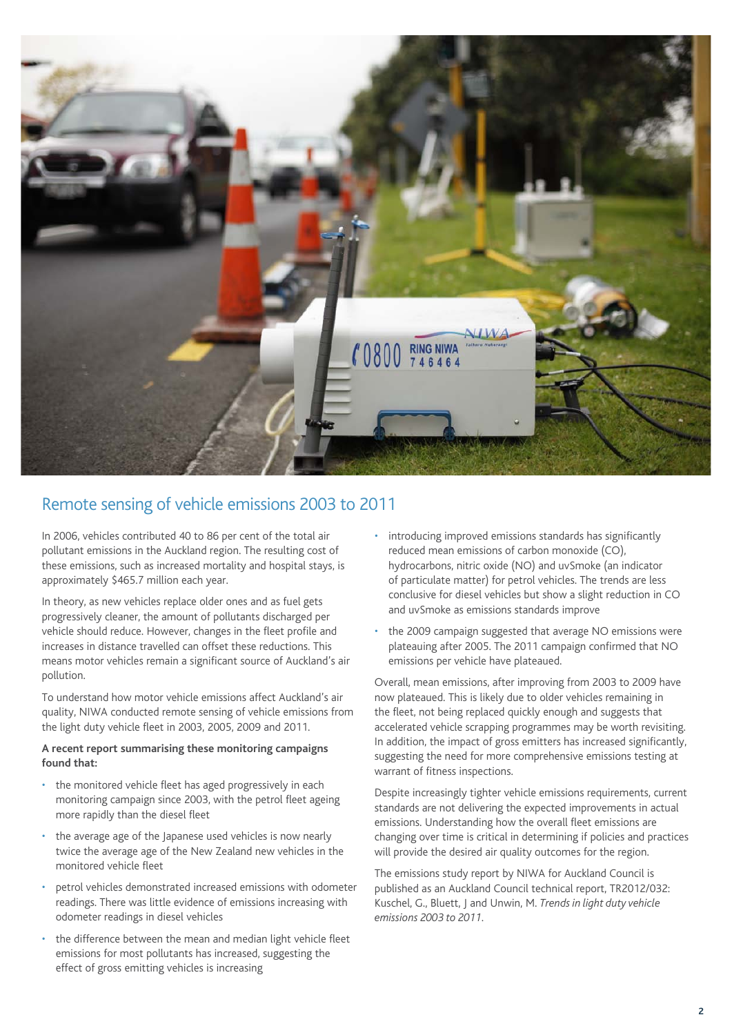## Remote sensing of vehicle emissions 2003 to 2011

In 2006, vehicles contributed 40 to 86 per cent of the total air pollutant emissions in the Auckland region. The resulting cost of these emissions, such as increased mortality and hospital stays, is approximately $465.7 million each year.

In theory, as new vehicles replace older ones and as fuel gets progressively cleaner, the amount of pollutants discharged per vehicle should reduce. However, changes in the fleet profile and increases in distance travelled can offset these reductions. This means motor vehicles remain a significant source of Auckland's air pollution.

To understand how motor vehicle emissions affect Auckland's air quality, NIWA conducted remote sensing of vehicle emissions from the light duty vehicle fleet in 2003, 2005, 2009 and 2011.

**A recent report summarising these monitoring campaigns found that:**

- the monitored vehicle fleet has aged progressively in each monitoring campaign since 2003, with the petrol fleet ageing more rapidly than the diesel fleet
- the average age of the Japanese used vehicles is now nearly twice the average age of the New Zealand new vehicles in the monitored vehicle fleet
- petrol vehicles demonstrated increased emissions with odometer readings. There was little evidence of emissions increasing with odometer readings in diesel vehicles
- the difference between the mean and median light vehicle fleet emissions for most pollutants has increased, suggesting the effect of gross emitting vehicles is increasing
- introducing improved emissions standards has significantly reduced mean emissions of carbon monoxide (CO), hydrocarbons, nitric oxide (NO) and uvSmoke (an indicator of particulate matter) for petrol vehicles. The trends are less conclusive for diesel vehicles but show a slight reduction in CO and uvSmoke as emissions standards improve
- the 2009 campaign suggested that average NO emissions were plateauing after 2005. The 2011 campaign confirmed that NO emissions per vehicle have plateaued.

Overall, mean emissions, after improving from 2003 to 2009 have now plateaued. This is likely due to older vehicles remaining in the fleet, not being replaced quickly enough and suggests that accelerated vehicle scrapping programmes may be worth revisiting. In addition, the impact of gross emitters has increased significantly, suggesting the need for more comprehensive emissions testing at warrant of fitness inspections.

Despite increasingly tighter vehicle emissions requirements, current standards are not delivering the expected improvements in actual emissions. Understanding how the overall fleet emissions are changing over time is critical in determining if policies and practices will provide the desired air quality outcomes for the region.

The emissions study report by NIWA for Auckland Council is published as an Auckland Council technical report, TR2012/032: Kuschel, G., Bluett, J and Unwin, M. *Trends in light duty vehicle emissions 2003 to 2011*.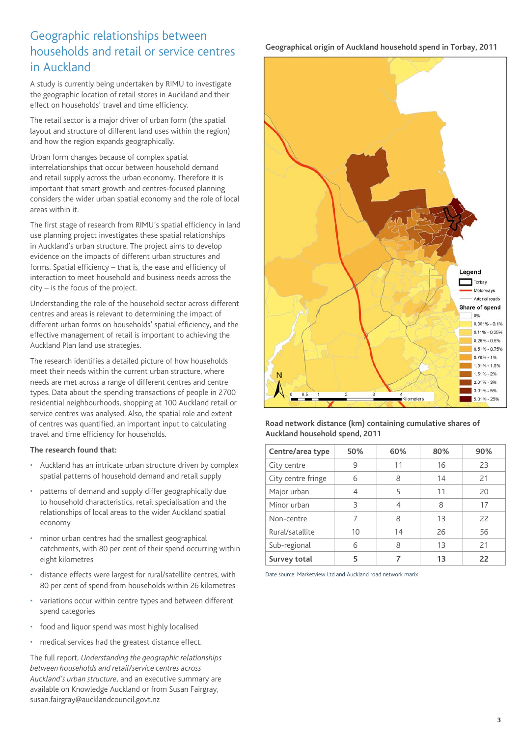## Geographic relationships between households and retail or service centres in Auckland

A study is currently being undertaken by RIMU to investigate the geographic location of retail stores in Auckland and their effect on households' travel and time efficiency.

The retail sector is a major driver of urban form (the spatial layout and structure of different land uses within the region) and how the region expands geographically.

Urban form changes because of complex spatial interrelationships that occur between household demand and retail supply across the urban economy. Therefore it is important that smart growth and centres-focused planning considers the wider urban spatial economy and the role of local areas within it.

The first stage of research from RIMU's spatial efficiency in land use planning project investigates these spatial relationships in Auckland's urban structure. The project aims to develop evidence on the impacts of different urban structures and forms. Spatial efficiency – that is, the ease and efficiency of interaction to meet household and business needs across the city – is the focus of the project.

Understanding the role of the household sector across different centres and areas is relevant to determining the impact of different urban forms on households' spatial efficiency, and the effective management of retail is important to achieving the Auckland Plan land use strategies.

The research identifies a detailed picture of how households meet their needs within the current urban structure, where needs are met across a range of different centres and centre types. Data about the spending transactions of people in 2700 residential neighbourhoods, shopping at 100 Auckland retail or service centres was analysed. Also, the spatial role and extent of centres was quantified, an important input to calculating travel and time efficiency for households.

**The research found that:**

- Auckland has an intricate urban structure driven by complex spatial patterns of household demand and retail supply
- patterns of demand and supply differ geographically due to household characteristics, retail specialisation and the relationships of local areas to the wider Auckland spatial economy
- minor urban centres had the smallest geographical catchments, with 80 per cent of their spend occurring within eight kilometres
- distance effects were largest for rural/satellite centres, with 80 per cent of spend from households within 26 kilometres
- variations occur within centre types and between different spend categories
- food and liquor spend was most highly localised
- medical services had the greatest distance effect.

The full report, *Understanding the geographic relationships between households and retail/service centres across Auckland's urban structure*, and an executive summary are available on Knowledge Auckland or from Susan Fairgray, susan.fairgray@aucklandcouncil.govt.nz

**Geographical origin of Auckland household spend in Torbay, 2011**

Legend: Torbay; Motorways; Arterial roads

Share of spend: 0%; 0.001% - 0.1%; 0.11% - 0.25%; 0.26% - 0.5%; 0.51% - 0.75%; 0.76% - 1%; 1.01% - 1.5%; 1.51% - 2%; 2.01% - 3%; 3.01% - 5%; 5.01% - 25%

0 0.5 1 2 3 4 Kilometers

**Road network distance (km) containing cumulative shares of Auckland household spend, 2011**

| Centre/area type | 50% | 60% | 80% | 90% |
|---|---|---|---|---|
| City centre | 9 | 11 | 16 | 23 |
| City centre fringe | 6 | 8 | 14 | 21 |
| Major urban | 4 | 5 | 11 | 20 |
| Minor urban | 3 | 4 | 8 | 17 |
| Non-centre | 7 | 8 | 13 | 22 |
| Rural/satalite | 10 | 14 | 26 | 56 |
| Sub-regional | 6 | 8 | 13 | 21 |
| **Survey total** | **5** | **7** | **13** | **22** |

Date source: Marketview Ltd and Auckland road network marix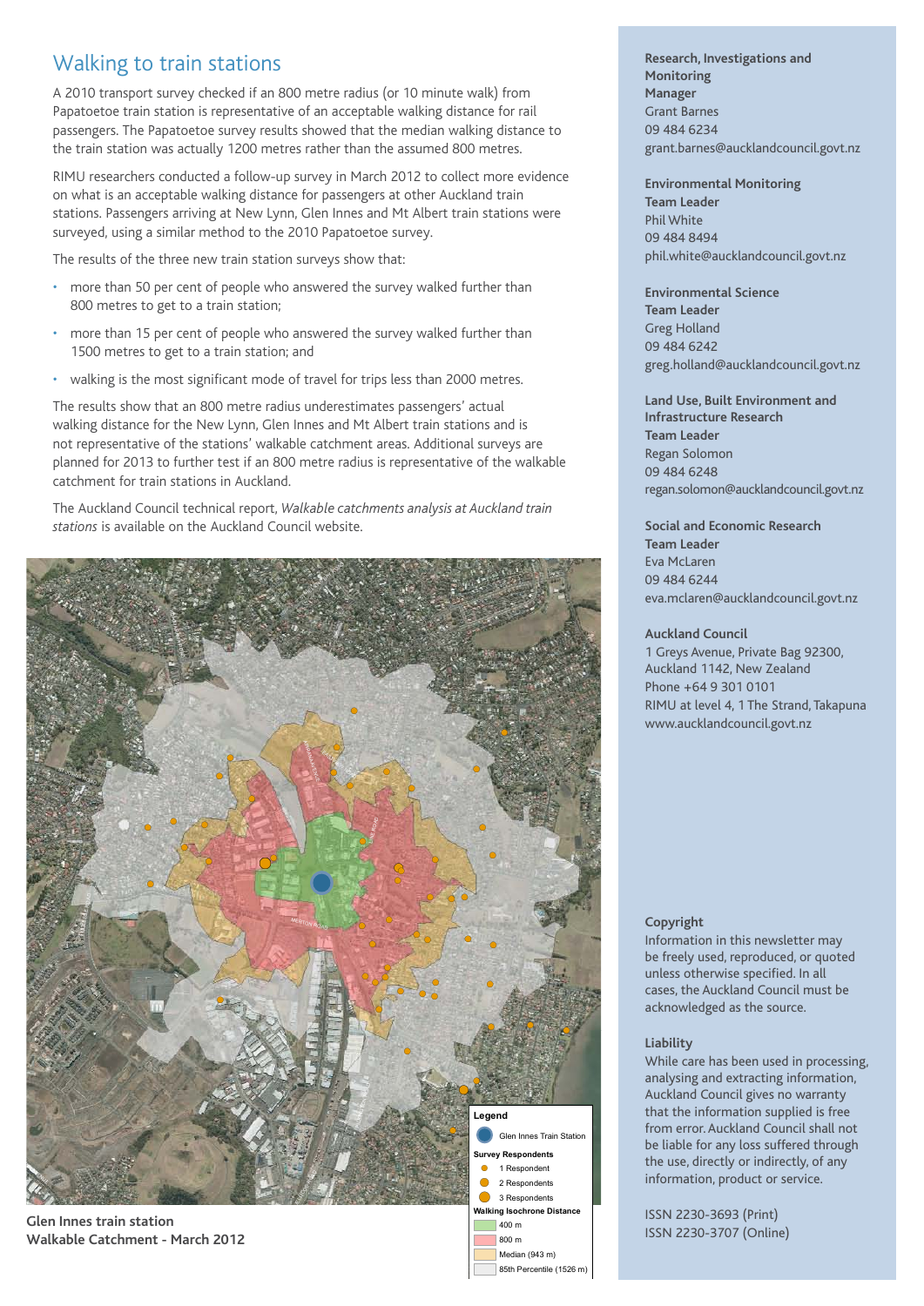## Walking to train stations

A 2010 transport survey checked if an 800 metre radius (or 10 minute walk) from Papatoetoe train station is representative of an acceptable walking distance for rail passengers. The Papatoetoe survey results showed that the median walking distance to the train station was actually 1200 metres rather than the assumed 800 metres.

RIMU researchers conducted a follow-up survey in March 2012 to collect more evidence on what is an acceptable walking distance for passengers at other Auckland train stations. Passengers arriving at New Lynn, Glen Innes and Mt Albert train stations were surveyed, using a similar method to the 2010 Papatoetoe survey.

The results of the three new train station surveys show that:

- more than 50 per cent of people who answered the survey walked further than 800 metres to get to a train station;
- more than 15 per cent of people who answered the survey walked further than 1500 metres to get to a train station; and
- walking is the most significant mode of travel for trips less than 2000 metres.

The results show that an 800 metre radius underestimates passengers' actual walking distance for the New Lynn, Glen Innes and Mt Albert train stations and is not representative of the stations' walkable catchment areas. Additional surveys are planned for 2013 to further test if an 800 metre radius is representative of the walkable catchment for train stations in Auckland.

The Auckland Council technical report, *Walkable catchments analysis at Auckland train stations* is available on the Auckland Council website.

Legend

Glen Innes Train Station

Survey Respondents

1 Respondent

2 Respondents

3 Respondents

Walking Isochrone Distance

400 m

800 m

Median (943 m)

85th Percentile (1526 m)

**Glen Innes train station**
**Walkable Catchment - March 2012**

**Research, Investigations and Monitoring Manager**
Grant Barnes
09 484 6234
grant.barnes@aucklandcouncil.govt.nz

**Environmental Monitoring Team Leader**
Phil White
09 484 8494
phil.white@aucklandcouncil.govt.nz

**Environmental Science Team Leader**
Greg Holland
09 484 6242
greg.holland@aucklandcouncil.govt.nz

**Land Use, Built Environment and Infrastructure Research Team Leader**
Regan Solomon
09 484 6248
regan.solomon@aucklandcouncil.govt.nz

**Social and Economic Research Team Leader**
Eva McLaren
09 484 6244
eva.mclaren@aucklandcouncil.govt.nz

**Auckland Council**
1 Greys Avenue, Private Bag 92300, Auckland 1142, New Zealand
Phone +64 9 301 0101
RIMU at level 4, 1 The Strand, Takapuna
www.aucklandcouncil.govt.nz

**Copyright**
Information in this newsletter may be freely used, reproduced, or quoted unless otherwise specified. In all cases, the Auckland Council must be acknowledged as the source.

**Liability**
While care has been used in processing, analysing and extracting information, Auckland Council gives no warranty that the information supplied is free from error. Auckland Council shall not be liable for any loss suffered through the use, directly or indirectly, of any information, product or service.

ISSN 2230-3693 (Print)
ISSN 2230-3707 (Online)